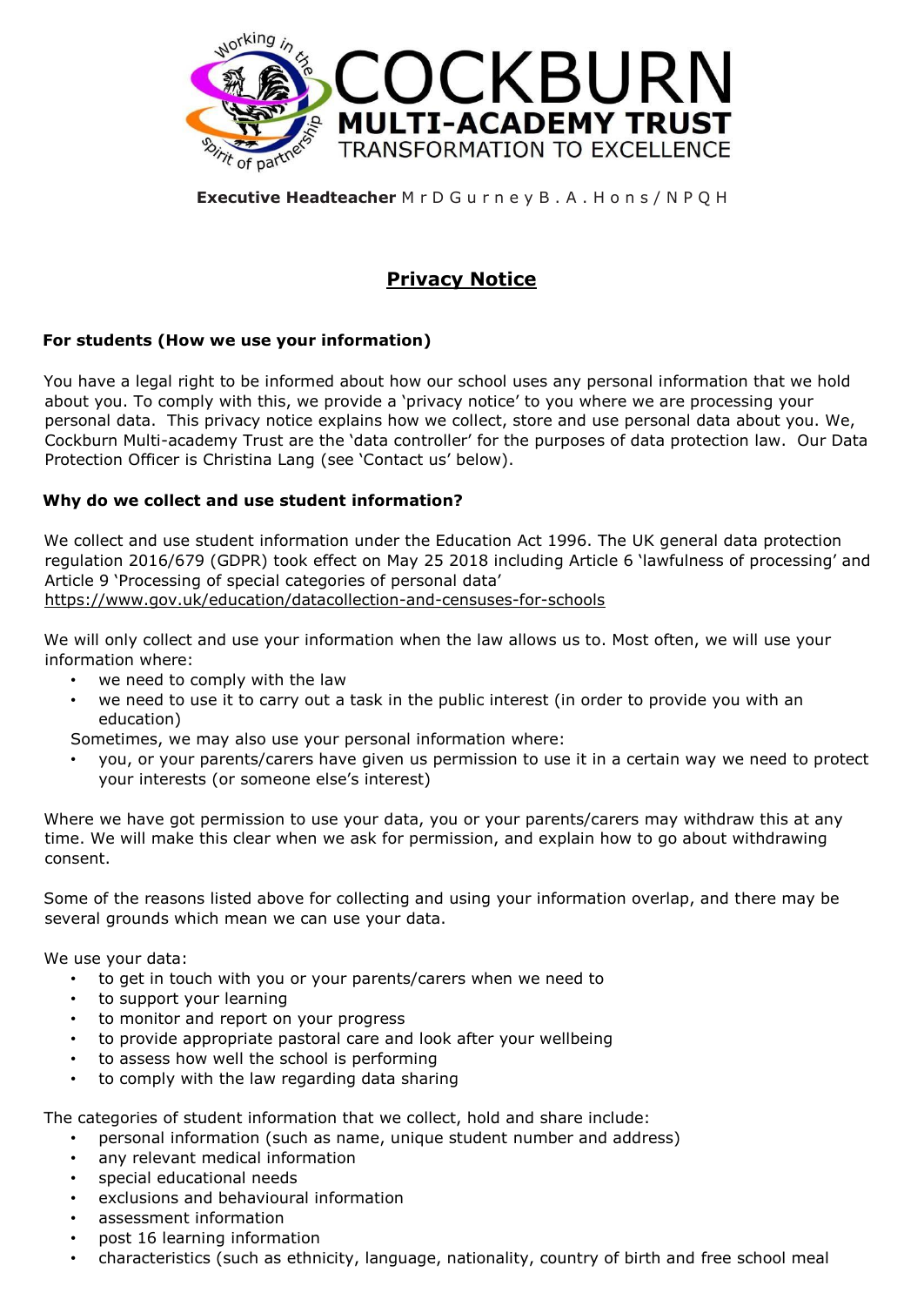# COCKBURN MULTI-ACADEMY TRUST

TRANSFORMATION TO EXCELLENCE

**Executive Headteacher** Mr D Gurney B.A. Hons / NPQH

## Privacy Notice

### For students (How we use your information)

You have a legal right to be informed about how our school uses any personal information that we hold about you. To comply with this, we provide a 'privacy notice' to you where we are processing your personal data. This privacy notice explains how we collect, store and use personal data about you. We, Cockburn Multi-academy Trust are the 'data controller' for the purposes of data protection law. Our Data Protection Officer is Christina Lang (see 'Contact us' below).

### Why do we collect and use student information?

We collect and use student information under the Education Act 1996. The UK general data protection regulation 2016/679 (GDPR) took effect on May 25 2018 including Article 6 'lawfulness of processing' and Article 9 'Processing of special categories of personal data'
https://www.gov.uk/education/datacollection-and-censuses-for-schools

We will only collect and use your information when the law allows us to. Most often, we will use your information where:

- we need to comply with the law
- we need to use it to carry out a task in the public interest (in order to provide you with an education)

Sometimes, we may also use your personal information where:

- you, or your parents/carers have given us permission to use it in a certain way we need to protect your interests (or someone else's interest)

Where we have got permission to use your data, you or your parents/carers may withdraw this at any time. We will make this clear when we ask for permission, and explain how to go about withdrawing consent.

Some of the reasons listed above for collecting and using your information overlap, and there may be several grounds which mean we can use your data.

We use your data:

- to get in touch with you or your parents/carers when we need to
- to support your learning
- to monitor and report on your progress
- to provide appropriate pastoral care and look after your wellbeing
- to assess how well the school is performing
- to comply with the law regarding data sharing

The categories of student information that we collect, hold and share include:

- personal information (such as name, unique student number and address)
- any relevant medical information
- special educational needs
- exclusions and behavioural information
- assessment information
- post 16 learning information
- characteristics (such as ethnicity, language, nationality, country of birth and free school meal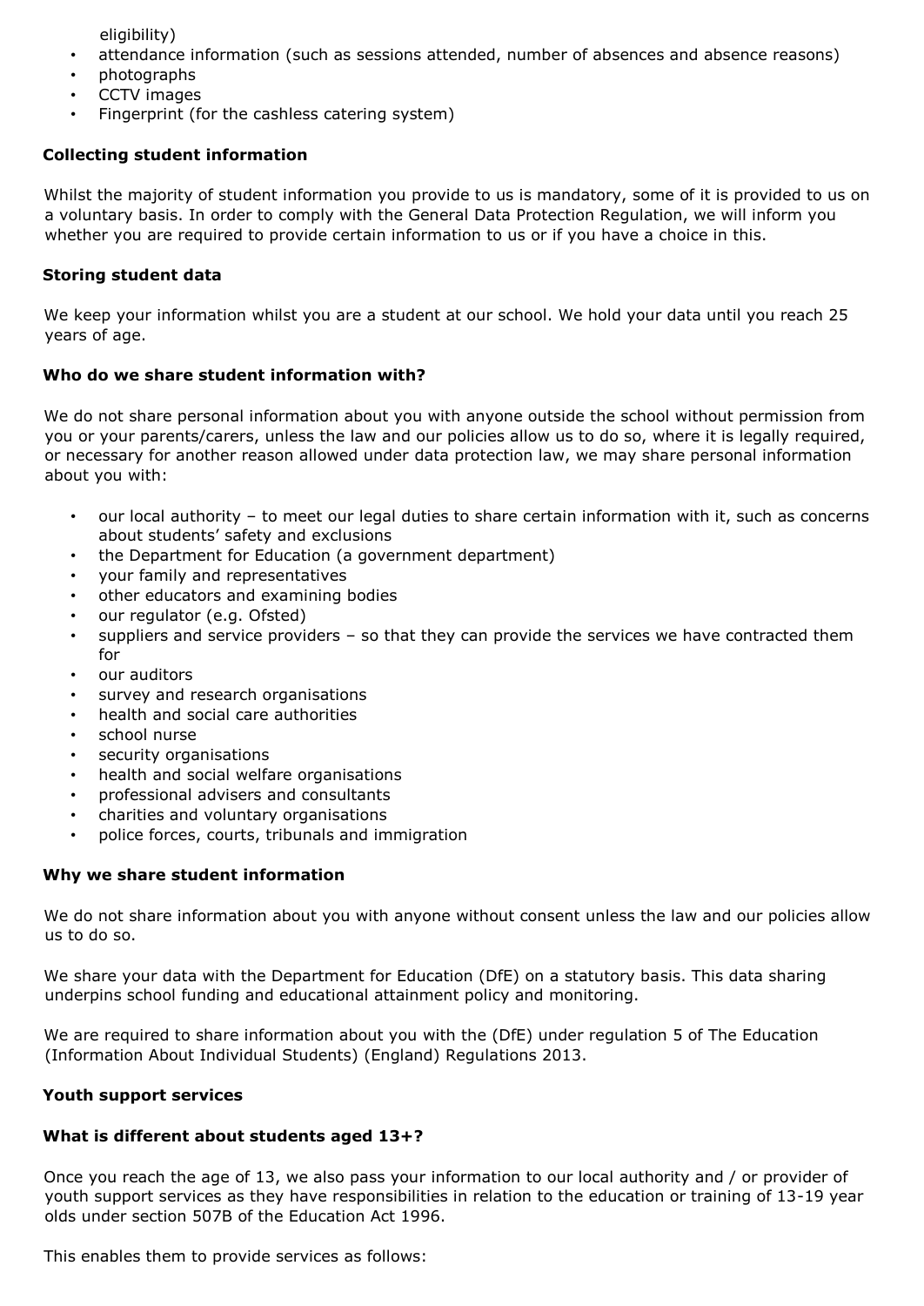eligibility)

- attendance information (such as sessions attended, number of absences and absence reasons)
- photographs
- CCTV images
- Fingerprint (for the cashless catering system)

**Collecting student information**

Whilst the majority of student information you provide to us is mandatory, some of it is provided to us on a voluntary basis. In order to comply with the General Data Protection Regulation, we will inform you whether you are required to provide certain information to us or if you have a choice in this.

**Storing student data**

We keep your information whilst you are a student at our school. We hold your data until you reach 25 years of age.

**Who do we share student information with?**

We do not share personal information about you with anyone outside the school without permission from you or your parents/carers, unless the law and our policies allow us to do so, where it is legally required, or necessary for another reason allowed under data protection law, we may share personal information about you with:

- our local authority – to meet our legal duties to share certain information with it, such as concerns about students' safety and exclusions
- the Department for Education (a government department)
- your family and representatives
- other educators and examining bodies
- our regulator (e.g. Ofsted)
- suppliers and service providers – so that they can provide the services we have contracted them for
- our auditors
- survey and research organisations
- health and social care authorities
- school nurse
- security organisations
- health and social welfare organisations
- professional advisers and consultants
- charities and voluntary organisations
- police forces, courts, tribunals and immigration

**Why we share student information**

We do not share information about you with anyone without consent unless the law and our policies allow us to do so.

We share your data with the Department for Education (DfE) on a statutory basis. This data sharing underpins school funding and educational attainment policy and monitoring.

We are required to share information about you with the (DfE) under regulation 5 of The Education (Information About Individual Students) (England) Regulations 2013.

**Youth support services**

**What is different about students aged 13+?**

Once you reach the age of 13, we also pass your information to our local authority and / or provider of youth support services as they have responsibilities in relation to the education or training of 13-19 year olds under section 507B of the Education Act 1996.

This enables them to provide services as follows: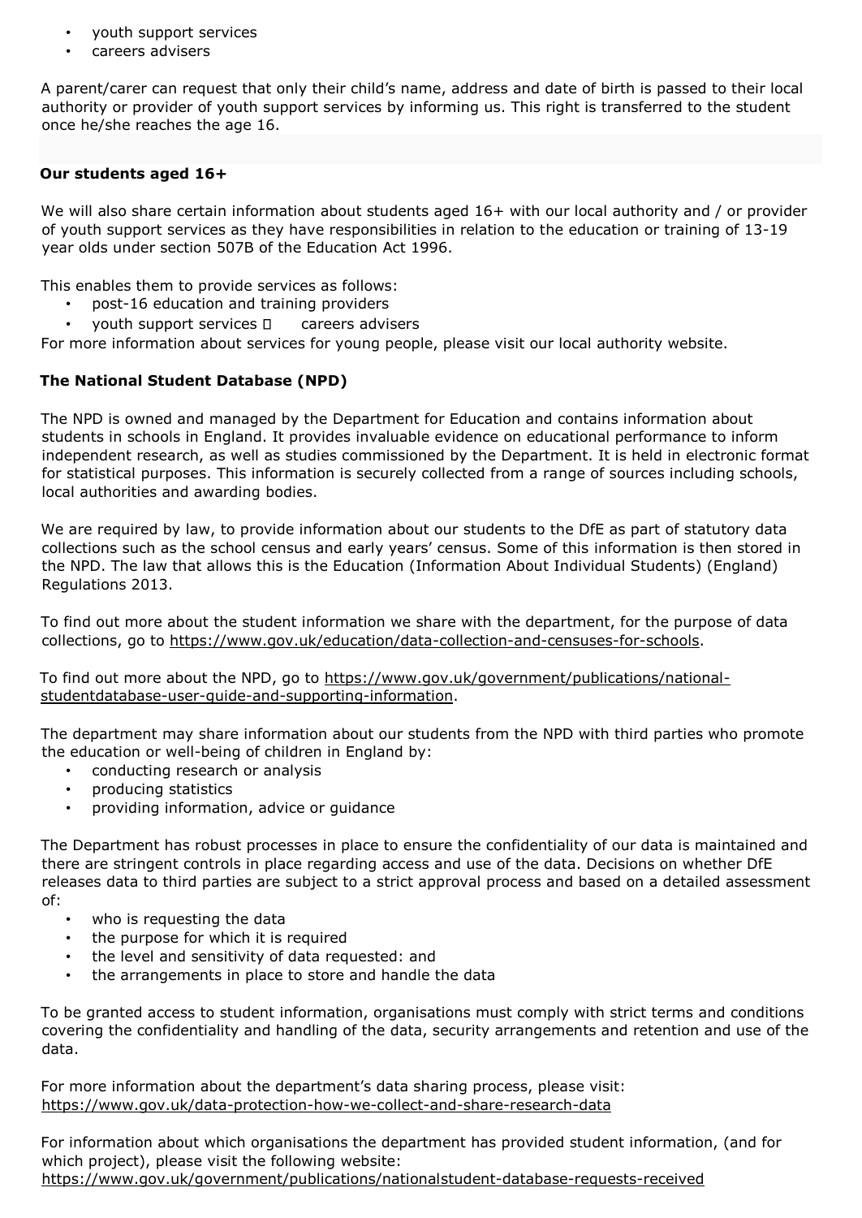- youth support services
- careers advisers

A parent/carer can request that only their child's name, address and date of birth is passed to their local authority or provider of youth support services by informing us. This right is transferred to the student once he/she reaches the age 16.

**Our students aged 16+**

We will also share certain information about students aged 16+ with our local authority and / or provider of youth support services as they have responsibilities in relation to the education or training of 13-19 year olds under section 507B of the Education Act 1996.

This enables them to provide services as follows:

- post-16 education and training providers
- youth support services  careers advisers

For more information about services for young people, please visit our local authority website.

**The National Student Database (NPD)**

The NPD is owned and managed by the Department for Education and contains information about students in schools in England. It provides invaluable evidence on educational performance to inform independent research, as well as studies commissioned by the Department. It is held in electronic format for statistical purposes. This information is securely collected from a range of sources including schools, local authorities and awarding bodies.

We are required by law, to provide information about our students to the DfE as part of statutory data collections such as the school census and early years' census. Some of this information is then stored in the NPD. The law that allows this is the Education (Information About Individual Students) (England) Regulations 2013.

To find out more about the student information we share with the department, for the purpose of data collections, go to https://www.gov.uk/education/data-collection-and-censuses-for-schools.

To find out more about the NPD, go to https://www.gov.uk/government/publications/national-studentdatabase-user-guide-and-supporting-information.

The department may share information about our students from the NPD with third parties who promote the education or well-being of children in England by:

- conducting research or analysis
- producing statistics
- providing information, advice or guidance

The Department has robust processes in place to ensure the confidentiality of our data is maintained and there are stringent controls in place regarding access and use of the data. Decisions on whether DfE releases data to third parties are subject to a strict approval process and based on a detailed assessment of:

- who is requesting the data
- the purpose for which it is required
- the level and sensitivity of data requested: and
- the arrangements in place to store and handle the data

To be granted access to student information, organisations must comply with strict terms and conditions covering the confidentiality and handling of the data, security arrangements and retention and use of the data.

For more information about the department's data sharing process, please visit: https://www.gov.uk/data-protection-how-we-collect-and-share-research-data

For information about which organisations the department has provided student information, (and for which project), please visit the following website: https://www.gov.uk/government/publications/nationalstudent-database-requests-received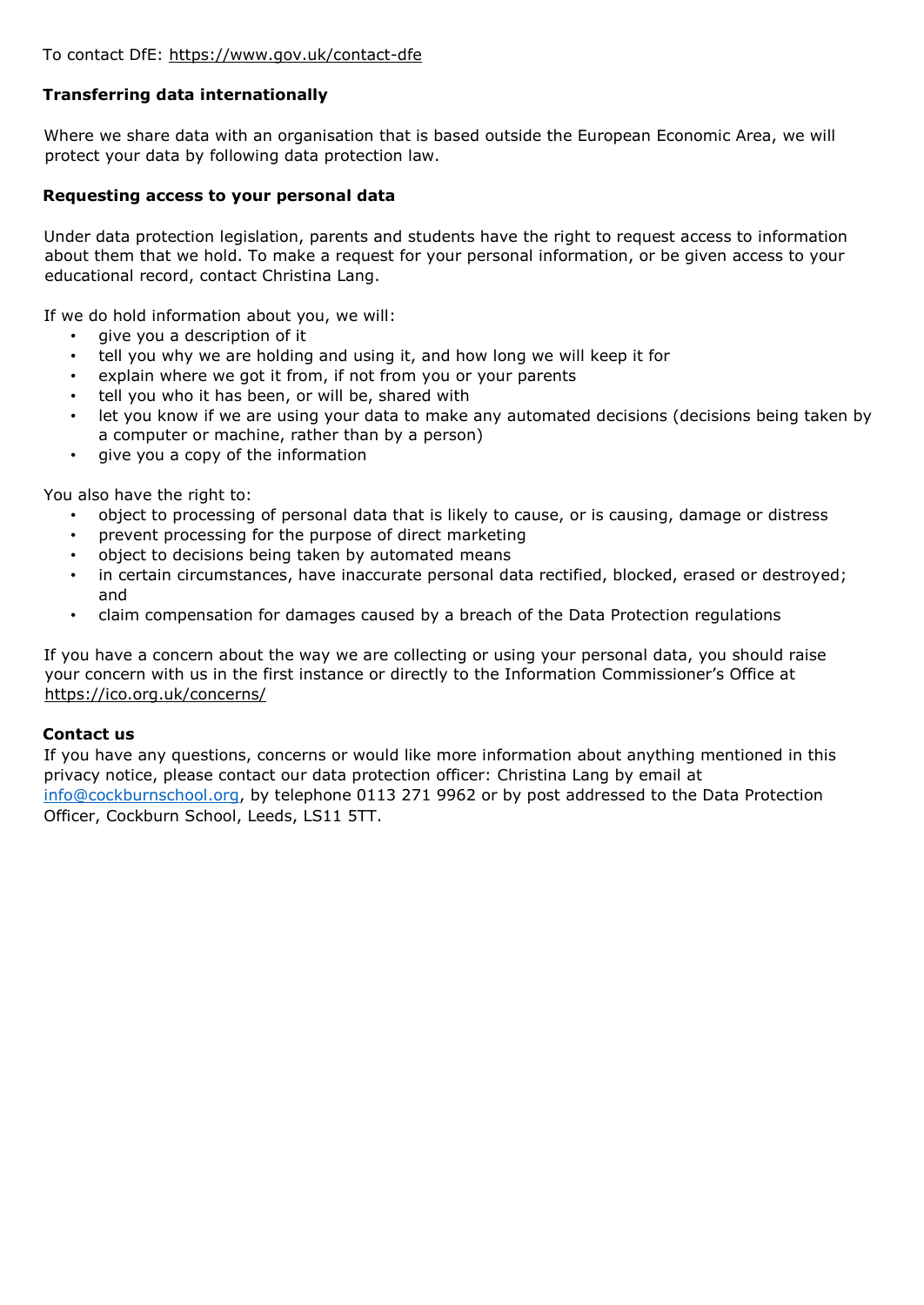To contact DfE: https://www.gov.uk/contact-dfe

**Transferring data internationally**

Where we share data with an organisation that is based outside the European Economic Area, we will protect your data by following data protection law.

**Requesting access to your personal data**

Under data protection legislation, parents and students have the right to request access to information about them that we hold. To make a request for your personal information, or be given access to your educational record, contact Christina Lang.

If we do hold information about you, we will:

- give you a description of it
- tell you why we are holding and using it, and how long we will keep it for
- explain where we got it from, if not from you or your parents
- tell you who it has been, or will be, shared with
- let you know if we are using your data to make any automated decisions (decisions being taken by a computer or machine, rather than by a person)
- give you a copy of the information

You also have the right to:

- object to processing of personal data that is likely to cause, or is causing, damage or distress
- prevent processing for the purpose of direct marketing
- object to decisions being taken by automated means
- in certain circumstances, have inaccurate personal data rectified, blocked, erased or destroyed; and
- claim compensation for damages caused by a breach of the Data Protection regulations

If you have a concern about the way we are collecting or using your personal data, you should raise your concern with us in the first instance or directly to the Information Commissioner's Office at https://ico.org.uk/concerns/

**Contact us**

If you have any questions, concerns or would like more information about anything mentioned in this privacy notice, please contact our data protection officer: Christina Lang by email at info@cockburnschool.org, by telephone 0113 271 9962 or by post addressed to the Data Protection Officer, Cockburn School, Leeds, LS11 5TT.